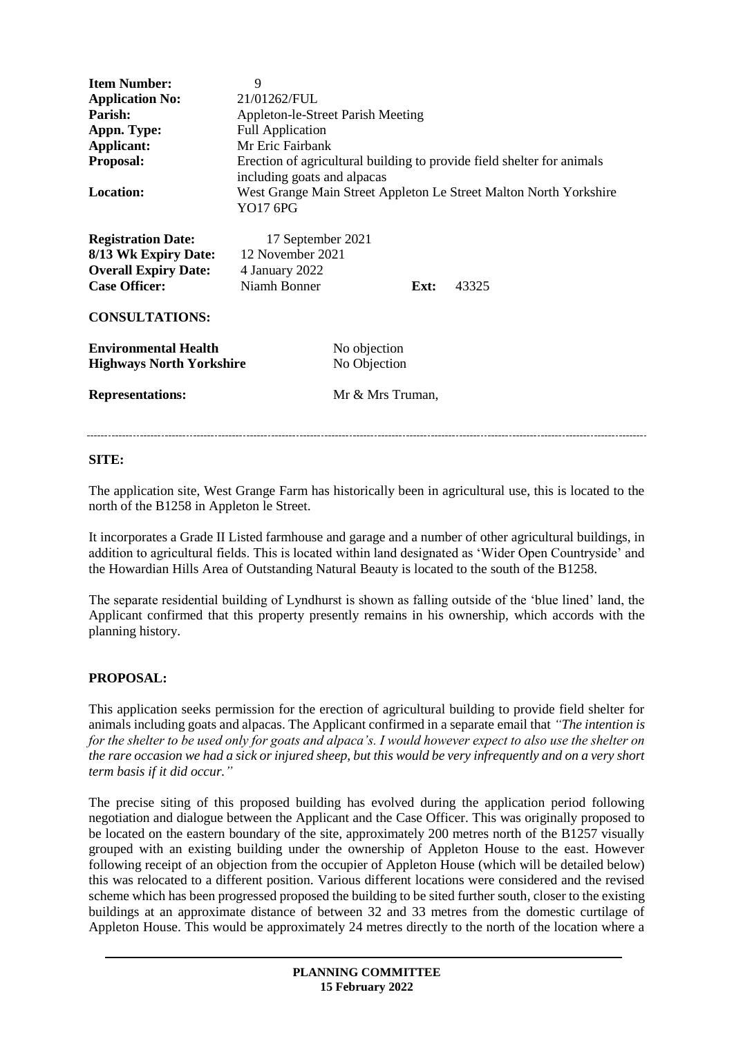| | |
|---|---|
| **Item Number:** | 9 |
| **Application No:** | 21/01262/FUL |
| **Parish:** | Appleton-le-Street Parish Meeting |
| **Appn. Type:** | Full Application |
| **Applicant:** | Mr Eric Fairbank |
| **Proposal:** | Erection of agricultural building to provide field shelter for animals including goats and alpacas |
| **Location:** | West Grange Main Street Appleton Le Street Malton North Yorkshire YO17 6PG |

| | | | |
|---|---|---|---|
| **Registration Date:** | 17 September 2021 | | |
| **8/13 Wk Expiry Date:** | 12 November 2021 | | |
| **Overall Expiry Date:** | 4 January 2022 | | |
| **Case Officer:** | Niamh Bonner | **Ext:** | 43325 |

**CONSULTATIONS:**

| | |
|---|---|
| **Environmental Health** | No objection |
| **Highways North Yorkshire** | No Objection |

| | |
|---|---|
| **Representations:** | Mr & Mrs Truman, |

---

**SITE:**

The application site, West Grange Farm has historically been in agricultural use, this is located to the north of the B1258 in Appleton le Street.

It incorporates a Grade II Listed farmhouse and garage and a number of other agricultural buildings, in addition to agricultural fields. This is located within land designated as 'Wider Open Countryside' and the Howardian Hills Area of Outstanding Natural Beauty is located to the south of the B1258.

The separate residential building of Lyndhurst is shown as falling outside of the 'blue lined' land, the Applicant confirmed that this property presently remains in his ownership, which accords with the planning history.

**PROPOSAL:**

This application seeks permission for the erection of agricultural building to provide field shelter for animals including goats and alpacas. The Applicant confirmed in a separate email that *"The intention is for the shelter to be used only for goats and alpaca's. I would however expect to also use the shelter on the rare occasion we had a sick or injured sheep, but this would be very infrequently and on a very short term basis if it did occur."*

The precise siting of this proposed building has evolved during the application period following negotiation and dialogue between the Applicant and the Case Officer. This was originally proposed to be located on the eastern boundary of the site, approximately 200 metres north of the B1257 visually grouped with an existing building under the ownership of Appleton House to the east. However following receipt of an objection from the occupier of Appleton House (which will be detailed below) this was relocated to a different position. Various different locations were considered and the revised scheme which has been progressed proposed the building to be sited further south, closer to the existing buildings at an approximate distance of between 32 and 33 metres from the domestic curtilage of Appleton House. This would be approximately 24 metres directly to the north of the location where a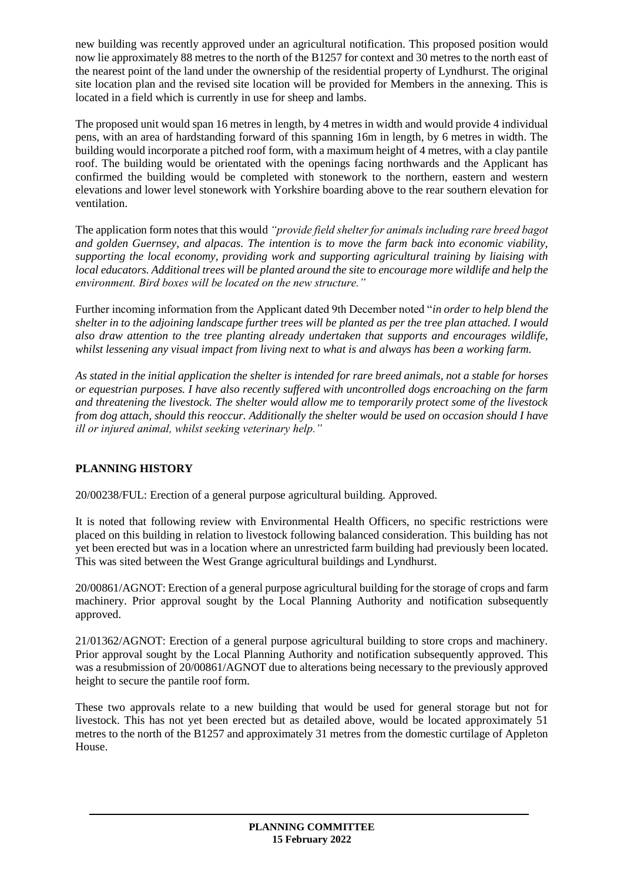new building was recently approved under an agricultural notification. This proposed position would now lie approximately 88 metres to the north of the B1257 for context and 30 metres to the north east of the nearest point of the land under the ownership of the residential property of Lyndhurst. The original site location plan and the revised site location will be provided for Members in the annexing. This is located in a field which is currently in use for sheep and lambs.

The proposed unit would span 16 metres in length, by 4 metres in width and would provide 4 individual pens, with an area of hardstanding forward of this spanning 16m in length, by 6 metres in width. The building would incorporate a pitched roof form, with a maximum height of 4 metres, with a clay pantile roof. The building would be orientated with the openings facing northwards and the Applicant has confirmed the building would be completed with stonework to the northern, eastern and western elevations and lower level stonework with Yorkshire boarding above to the rear southern elevation for ventilation.

The application form notes that this would *"provide field shelter for animals including rare breed bagot and golden Guernsey, and alpacas. The intention is to move the farm back into economic viability, supporting the local economy, providing work and supporting agricultural training by liaising with local educators. Additional trees will be planted around the site to encourage more wildlife and help the environment. Bird boxes will be located on the new structure."*

Further incoming information from the Applicant dated 9th December noted "*in order to help blend the shelter in to the adjoining landscape further trees will be planted as per the tree plan attached. I would also draw attention to the tree planting already undertaken that supports and encourages wildlife, whilst lessening any visual impact from living next to what is and always has been a working farm.*

*As stated in the initial application the shelter is intended for rare breed animals, not a stable for horses or equestrian purposes. I have also recently suffered with uncontrolled dogs encroaching on the farm and threatening the livestock. The shelter would allow me to temporarily protect some of the livestock from dog attach, should this reoccur. Additionally the shelter would be used on occasion should I have ill or injured animal, whilst seeking veterinary help."*

## PLANNING HISTORY

20/00238/FUL: Erection of a general purpose agricultural building. Approved.

It is noted that following review with Environmental Health Officers, no specific restrictions were placed on this building in relation to livestock following balanced consideration. This building has not yet been erected but was in a location where an unrestricted farm building had previously been located. This was sited between the West Grange agricultural buildings and Lyndhurst.

20/00861/AGNOT: Erection of a general purpose agricultural building for the storage of crops and farm machinery. Prior approval sought by the Local Planning Authority and notification subsequently approved.

21/01362/AGNOT: Erection of a general purpose agricultural building to store crops and machinery. Prior approval sought by the Local Planning Authority and notification subsequently approved. This was a resubmission of 20/00861/AGNOT due to alterations being necessary to the previously approved height to secure the pantile roof form.

These two approvals relate to a new building that would be used for general storage but not for livestock. This has not yet been erected but as detailed above, would be located approximately 51 metres to the north of the B1257 and approximately 31 metres from the domestic curtilage of Appleton House.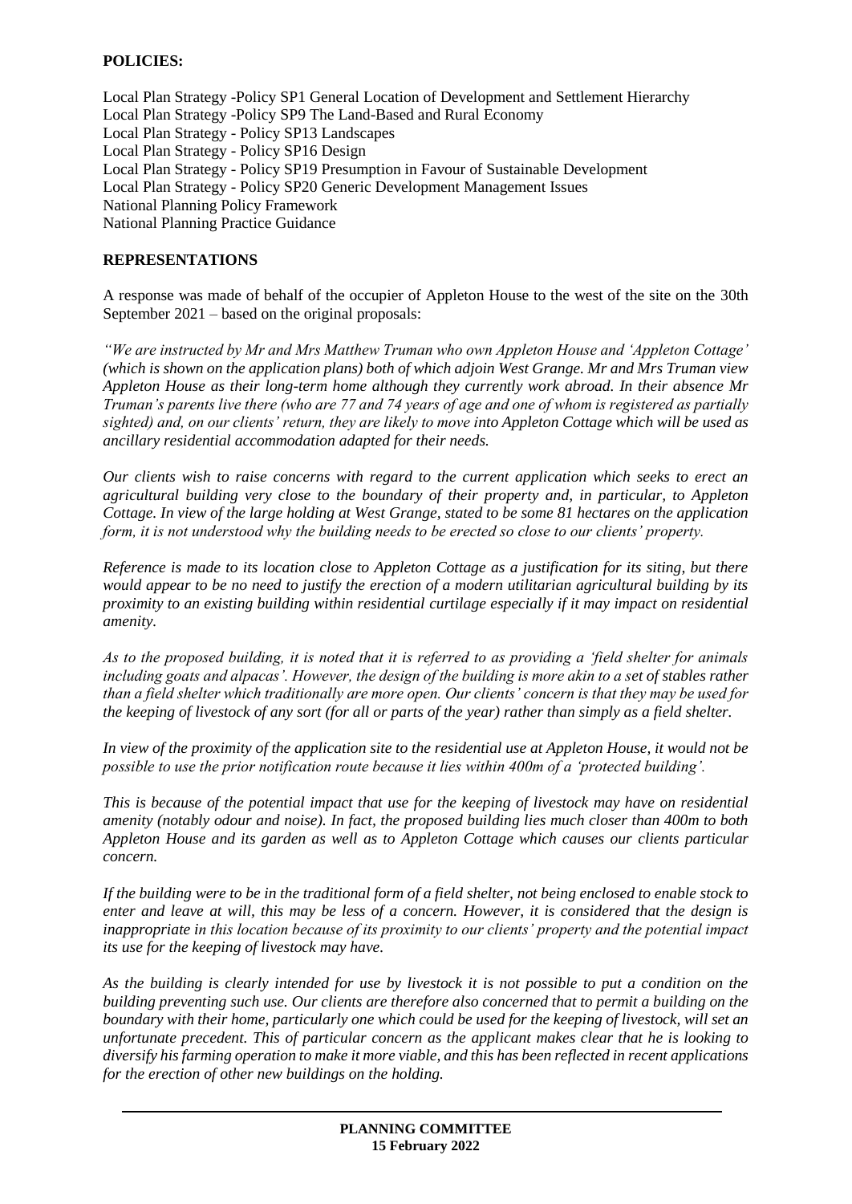**POLICIES:**

Local Plan Strategy -Policy SP1 General Location of Development and Settlement Hierarchy
Local Plan Strategy -Policy SP9 The Land-Based and Rural Economy
Local Plan Strategy - Policy SP13 Landscapes
Local Plan Strategy - Policy SP16 Design
Local Plan Strategy - Policy SP19 Presumption in Favour of Sustainable Development
Local Plan Strategy - Policy SP20 Generic Development Management Issues
National Planning Policy Framework
National Planning Practice Guidance

**REPRESENTATIONS**

A response was made of behalf of the occupier of Appleton House to the west of the site on the 30th September 2021 – based on the original proposals:

*"We are instructed by Mr and Mrs Matthew Truman who own Appleton House and 'Appleton Cottage' (which is shown on the application plans) both of which adjoin West Grange. Mr and Mrs Truman view Appleton House as their long-term home although they currently work abroad. In their absence Mr Truman's parents live there (who are 77 and 74 years of age and one of whom is registered as partially sighted) and, on our clients' return, they are likely to move into Appleton Cottage which will be used as ancillary residential accommodation adapted for their needs.*

*Our clients wish to raise concerns with regard to the current application which seeks to erect an agricultural building very close to the boundary of their property and, in particular, to Appleton Cottage. In view of the large holding at West Grange, stated to be some 81 hectares on the application form, it is not understood why the building needs to be erected so close to our clients' property.*

*Reference is made to its location close to Appleton Cottage as a justification for its siting, but there would appear to be no need to justify the erection of a modern utilitarian agricultural building by its proximity to an existing building within residential curtilage especially if it may impact on residential amenity.*

*As to the proposed building, it is noted that it is referred to as providing a 'field shelter for animals including goats and alpacas'. However, the design of the building is more akin to a set of stables rather than a field shelter which traditionally are more open. Our clients' concern is that they may be used for the keeping of livestock of any sort (for all or parts of the year) rather than simply as a field shelter.*

*In view of the proximity of the application site to the residential use at Appleton House, it would not be possible to use the prior notification route because it lies within 400m of a 'protected building'.*

*This is because of the potential impact that use for the keeping of livestock may have on residential amenity (notably odour and noise). In fact, the proposed building lies much closer than 400m to both Appleton House and its garden as well as to Appleton Cottage which causes our clients particular concern.*

*If the building were to be in the traditional form of a field shelter, not being enclosed to enable stock to enter and leave at will, this may be less of a concern. However, it is considered that the design is inappropriate in this location because of its proximity to our clients' property and the potential impact its use for the keeping of livestock may have.*

*As the building is clearly intended for use by livestock it is not possible to put a condition on the building preventing such use. Our clients are therefore also concerned that to permit a building on the boundary with their home, particularly one which could be used for the keeping of livestock, will set an unfortunate precedent. This of particular concern as the applicant makes clear that he is looking to diversify his farming operation to make it more viable, and this has been reflected in recent applications for the erection of other new buildings on the holding.*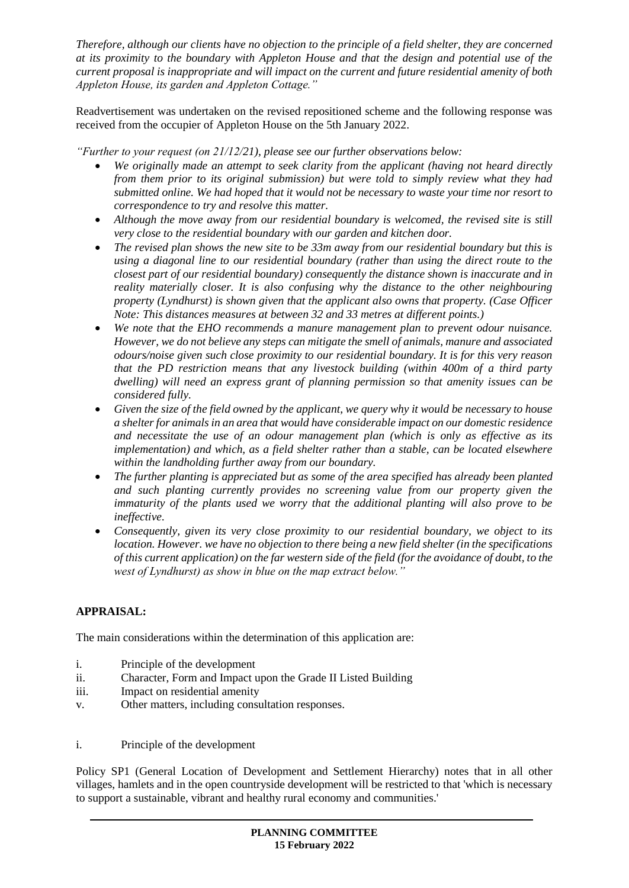*Therefore, although our clients have no objection to the principle of a field shelter, they are concerned at its proximity to the boundary with Appleton House and that the design and potential use of the current proposal is inappropriate and will impact on the current and future residential amenity of both Appleton House, its garden and Appleton Cottage."*

Readvertisement was undertaken on the revised repositioned scheme and the following response was received from the occupier of Appleton House on the 5th January 2022.

*"Further to your request (on 21/12/21), please see our further observations below:*

- *We originally made an attempt to seek clarity from the applicant (having not heard directly from them prior to its original submission) but were told to simply review what they had submitted online. We had hoped that it would not be necessary to waste your time nor resort to correspondence to try and resolve this matter.*
- *Although the move away from our residential boundary is welcomed, the revised site is still very close to the residential boundary with our garden and kitchen door.*
- *The revised plan shows the new site to be 33m away from our residential boundary but this is using a diagonal line to our residential boundary (rather than using the direct route to the closest part of our residential boundary) consequently the distance shown is inaccurate and in reality materially closer. It is also confusing why the distance to the other neighbouring property (Lyndhurst) is shown given that the applicant also owns that property. (Case Officer Note: This distances measures at between 32 and 33 metres at different points.)*
- *We note that the EHO recommends a manure management plan to prevent odour nuisance. However, we do not believe any steps can mitigate the smell of animals, manure and associated odours/noise given such close proximity to our residential boundary. It is for this very reason that the PD restriction means that any livestock building (within 400m of a third party dwelling) will need an express grant of planning permission so that amenity issues can be considered fully.*
- *Given the size of the field owned by the applicant, we query why it would be necessary to house a shelter for animals in an area that would have considerable impact on our domestic residence and necessitate the use of an odour management plan (which is only as effective as its implementation) and which, as a field shelter rather than a stable, can be located elsewhere within the landholding further away from our boundary.*
- *The further planting is appreciated but as some of the area specified has already been planted and such planting currently provides no screening value from our property given the immaturity of the plants used we worry that the additional planting will also prove to be ineffective.*
- *Consequently, given its very close proximity to our residential boundary, we object to its location. However. we have no objection to there being a new field shelter (in the specifications of this current application) on the far western side of the field (for the avoidance of doubt, to the west of Lyndhurst) as show in blue on the map extract below."*

**APPRAISAL:**

The main considerations within the determination of this application are:

i. Principle of the development
ii. Character, Form and Impact upon the Grade II Listed Building
iii. Impact on residential amenity
v. Other matters, including consultation responses.

i. Principle of the development

Policy SP1 (General Location of Development and Settlement Hierarchy) notes that in all other villages, hamlets and in the open countryside development will be restricted to that 'which is necessary to support a sustainable, vibrant and healthy rural economy and communities.'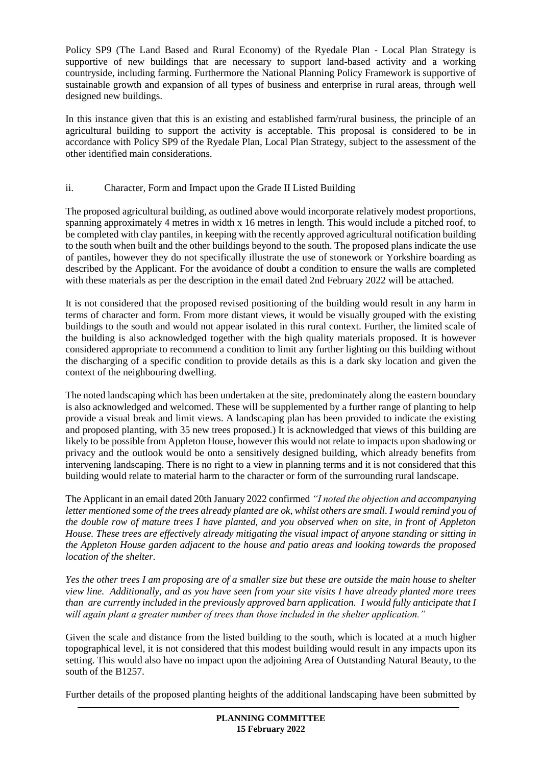Policy SP9 (The Land Based and Rural Economy) of the Ryedale Plan - Local Plan Strategy is supportive of new buildings that are necessary to support land-based activity and a working countryside, including farming. Furthermore the National Planning Policy Framework is supportive of sustainable growth and expansion of all types of business and enterprise in rural areas, through well designed new buildings.

In this instance given that this is an existing and established farm/rural business, the principle of an agricultural building to support the activity is acceptable. This proposal is considered to be in accordance with Policy SP9 of the Ryedale Plan, Local Plan Strategy, subject to the assessment of the other identified main considerations.

ii. Character, Form and Impact upon the Grade II Listed Building

The proposed agricultural building, as outlined above would incorporate relatively modest proportions, spanning approximately 4 metres in width x 16 metres in length. This would include a pitched roof, to be completed with clay pantiles, in keeping with the recently approved agricultural notification building to the south when built and the other buildings beyond to the south. The proposed plans indicate the use of pantiles, however they do not specifically illustrate the use of stonework or Yorkshire boarding as described by the Applicant. For the avoidance of doubt a condition to ensure the walls are completed with these materials as per the description in the email dated 2nd February 2022 will be attached.

It is not considered that the proposed revised positioning of the building would result in any harm in terms of character and form. From more distant views, it would be visually grouped with the existing buildings to the south and would not appear isolated in this rural context. Further, the limited scale of the building is also acknowledged together with the high quality materials proposed. It is however considered appropriate to recommend a condition to limit any further lighting on this building without the discharging of a specific condition to provide details as this is a dark sky location and given the context of the neighbouring dwelling.

The noted landscaping which has been undertaken at the site, predominately along the eastern boundary is also acknowledged and welcomed. These will be supplemented by a further range of planting to help provide a visual break and limit views. A landscaping plan has been provided to indicate the existing and proposed planting, with 35 new trees proposed.) It is acknowledged that views of this building are likely to be possible from Appleton House, however this would not relate to impacts upon shadowing or privacy and the outlook would be onto a sensitively designed building, which already benefits from intervening landscaping. There is no right to a view in planning terms and it is not considered that this building would relate to material harm to the character or form of the surrounding rural landscape.

The Applicant in an email dated 20th January 2022 confirmed *"I noted the objection and accompanying letter mentioned some of the trees already planted are ok, whilst others are small. I would remind you of the double row of mature trees I have planted, and you observed when on site, in front of Appleton House. These trees are effectively already mitigating the visual impact of anyone standing or sitting in the Appleton House garden adjacent to the house and patio areas and looking towards the proposed location of the shelter.*

*Yes the other trees I am proposing are of a smaller size but these are outside the main house to shelter view line. Additionally, and as you have seen from your site visits I have already planted more trees than are currently included in the previously approved barn application. I would fully anticipate that I will again plant a greater number of trees than those included in the shelter application."*

Given the scale and distance from the listed building to the south, which is located at a much higher topographical level, it is not considered that this modest building would result in any impacts upon its setting. This would also have no impact upon the adjoining Area of Outstanding Natural Beauty, to the south of the B1257.

Further details of the proposed planting heights of the additional landscaping have been submitted by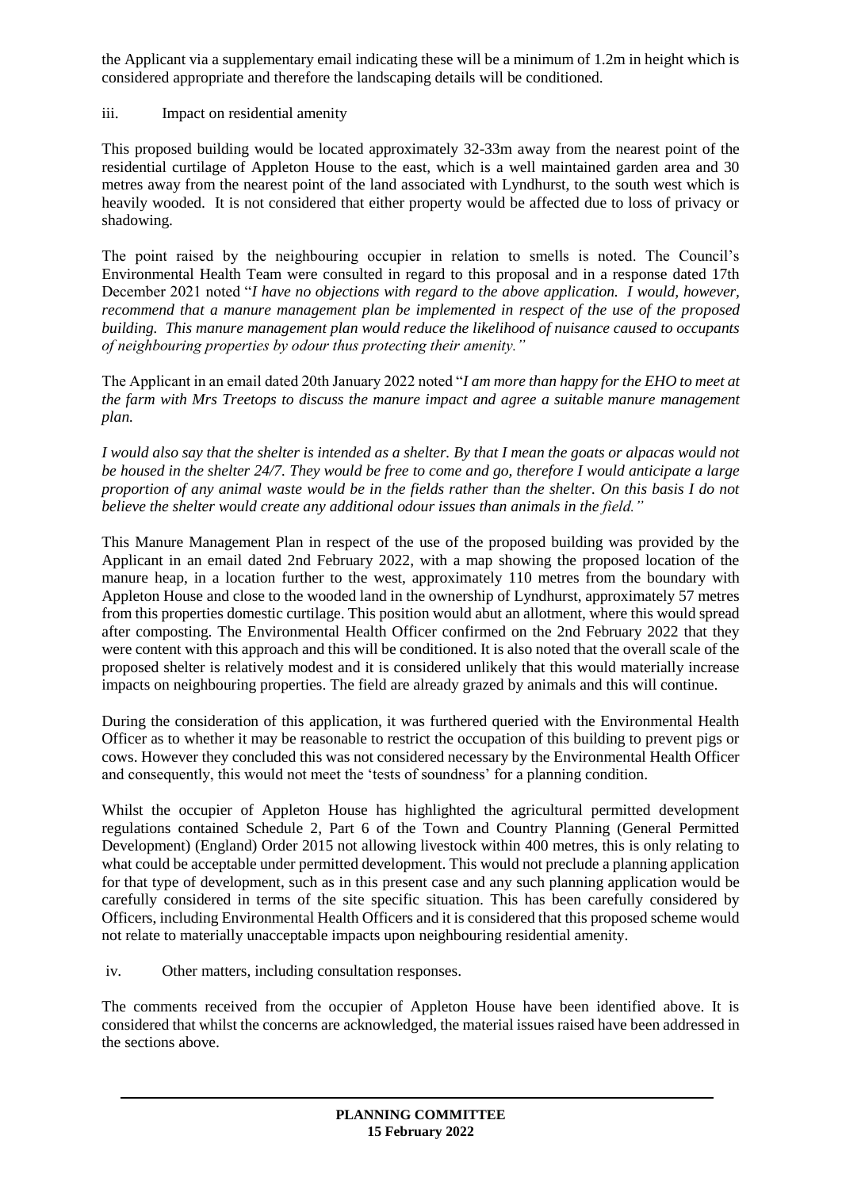the Applicant via a supplementary email indicating these will be a minimum of 1.2m in height which is considered appropriate and therefore the landscaping details will be conditioned.

iii. Impact on residential amenity

This proposed building would be located approximately 32-33m away from the nearest point of the residential curtilage of Appleton House to the east, which is a well maintained garden area and 30 metres away from the nearest point of the land associated with Lyndhurst, to the south west which is heavily wooded. It is not considered that either property would be affected due to loss of privacy or shadowing.

The point raised by the neighbouring occupier in relation to smells is noted. The Council's Environmental Health Team were consulted in regard to this proposal and in a response dated 17th December 2021 noted "*I have no objections with regard to the above application. I would, however, recommend that a manure management plan be implemented in respect of the use of the proposed building. This manure management plan would reduce the likelihood of nuisance caused to occupants of neighbouring properties by odour thus protecting their amenity.*"

The Applicant in an email dated 20th January 2022 noted "*I am more than happy for the EHO to meet at the farm with Mrs Treetops to discuss the manure impact and agree a suitable manure management plan.*

*I would also say that the shelter is intended as a shelter. By that I mean the goats or alpacas would not be housed in the shelter 24/7. They would be free to come and go, therefore I would anticipate a large proportion of any animal waste would be in the fields rather than the shelter. On this basis I do not believe the shelter would create any additional odour issues than animals in the field.*"

This Manure Management Plan in respect of the use of the proposed building was provided by the Applicant in an email dated 2nd February 2022, with a map showing the proposed location of the manure heap, in a location further to the west, approximately 110 metres from the boundary with Appleton House and close to the wooded land in the ownership of Lyndhurst, approximately 57 metres from this properties domestic curtilage. This position would abut an allotment, where this would spread after composting. The Environmental Health Officer confirmed on the 2nd February 2022 that they were content with this approach and this will be conditioned. It is also noted that the overall scale of the proposed shelter is relatively modest and it is considered unlikely that this would materially increase impacts on neighbouring properties. The field are already grazed by animals and this will continue.

During the consideration of this application, it was furthered queried with the Environmental Health Officer as to whether it may be reasonable to restrict the occupation of this building to prevent pigs or cows. However they concluded this was not considered necessary by the Environmental Health Officer and consequently, this would not meet the 'tests of soundness' for a planning condition.

Whilst the occupier of Appleton House has highlighted the agricultural permitted development regulations contained Schedule 2, Part 6 of the Town and Country Planning (General Permitted Development) (England) Order 2015 not allowing livestock within 400 metres, this is only relating to what could be acceptable under permitted development. This would not preclude a planning application for that type of development, such as in this present case and any such planning application would be carefully considered in terms of the site specific situation. This has been carefully considered by Officers, including Environmental Health Officers and it is considered that this proposed scheme would not relate to materially unacceptable impacts upon neighbouring residential amenity.

iv. Other matters, including consultation responses.

The comments received from the occupier of Appleton House have been identified above. It is considered that whilst the concerns are acknowledged, the material issues raised have been addressed in the sections above.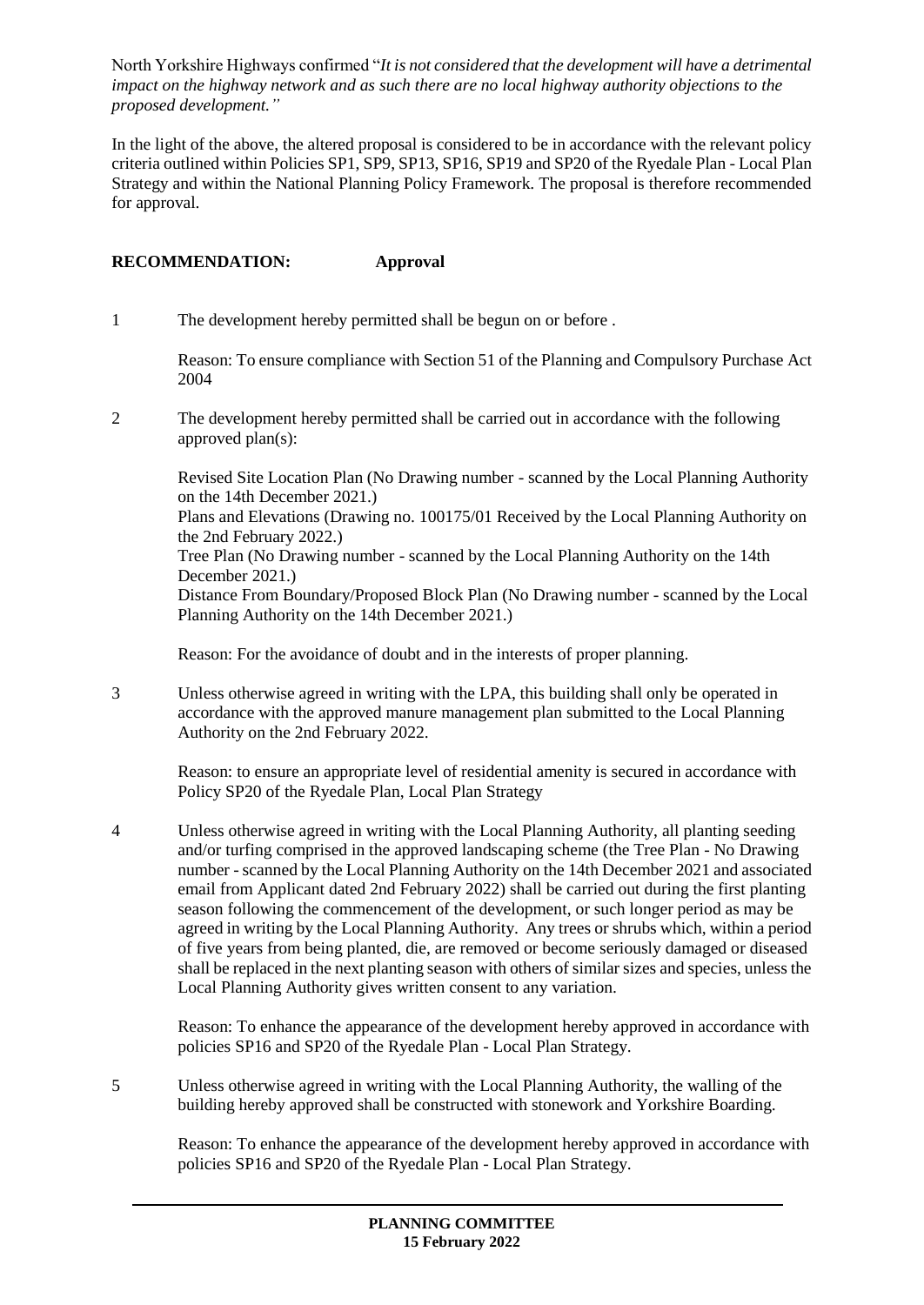North Yorkshire Highways confirmed "*It is not considered that the development will have a detrimental impact on the highway network and as such there are no local highway authority objections to the proposed development.*"

In the light of the above, the altered proposal is considered to be in accordance with the relevant policy criteria outlined within Policies SP1, SP9, SP13, SP16, SP19 and SP20 of the Ryedale Plan - Local Plan Strategy and within the National Planning Policy Framework. The proposal is therefore recommended for approval.

**RECOMMENDATION:** **Approval**

1 The development hereby permitted shall be begun on or before .

Reason: To ensure compliance with Section 51 of the Planning and Compulsory Purchase Act 2004

2 The development hereby permitted shall be carried out in accordance with the following approved plan(s):

Revised Site Location Plan (No Drawing number - scanned by the Local Planning Authority on the 14th December 2021.)
Plans and Elevations (Drawing no. 100175/01 Received by the Local Planning Authority on the 2nd February 2022.)
Tree Plan (No Drawing number - scanned by the Local Planning Authority on the 14th December 2021.)
Distance From Boundary/Proposed Block Plan (No Drawing number - scanned by the Local Planning Authority on the 14th December 2021.)

Reason: For the avoidance of doubt and in the interests of proper planning.

3 Unless otherwise agreed in writing with the LPA, this building shall only be operated in accordance with the approved manure management plan submitted to the Local Planning Authority on the 2nd February 2022.

Reason: to ensure an appropriate level of residential amenity is secured in accordance with Policy SP20 of the Ryedale Plan, Local Plan Strategy

4 Unless otherwise agreed in writing with the Local Planning Authority, all planting seeding and/or turfing comprised in the approved landscaping scheme (the Tree Plan - No Drawing number - scanned by the Local Planning Authority on the 14th December 2021 and associated email from Applicant dated 2nd February 2022) shall be carried out during the first planting season following the commencement of the development, or such longer period as may be agreed in writing by the Local Planning Authority. Any trees or shrubs which, within a period of five years from being planted, die, are removed or become seriously damaged or diseased shall be replaced in the next planting season with others of similar sizes and species, unless the Local Planning Authority gives written consent to any variation.

Reason: To enhance the appearance of the development hereby approved in accordance with policies SP16 and SP20 of the Ryedale Plan - Local Plan Strategy.

5 Unless otherwise agreed in writing with the Local Planning Authority, the walling of the building hereby approved shall be constructed with stonework and Yorkshire Boarding.

Reason: To enhance the appearance of the development hereby approved in accordance with policies SP16 and SP20 of the Ryedale Plan - Local Plan Strategy.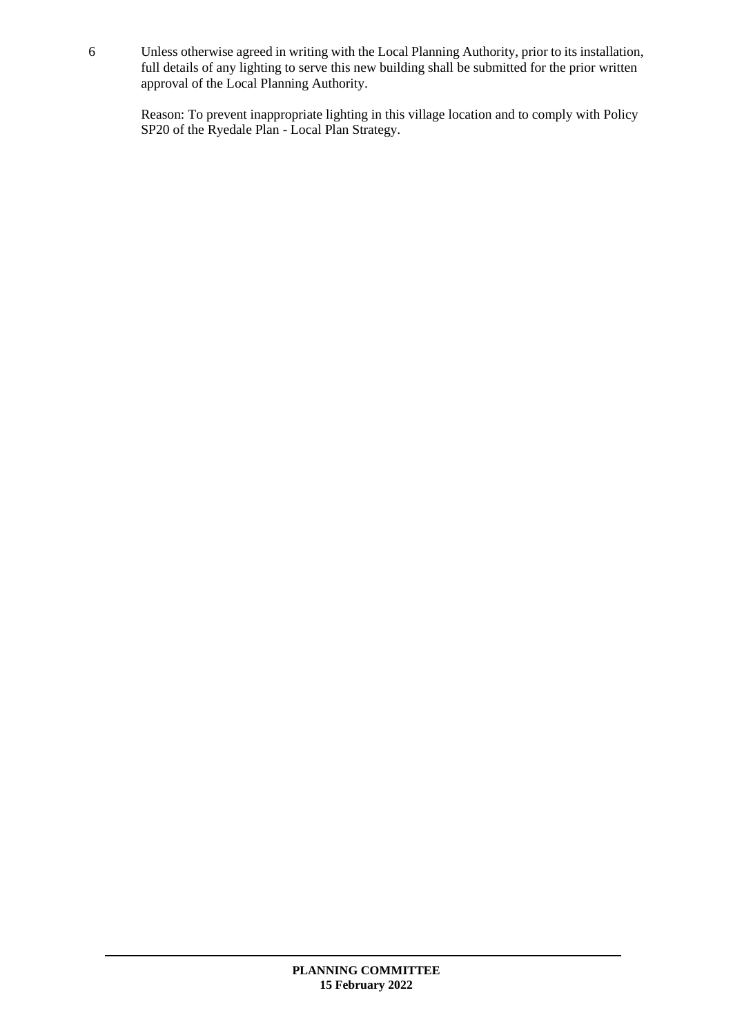6 Unless otherwise agreed in writing with the Local Planning Authority, prior to its installation, full details of any lighting to serve this new building shall be submitted for the prior written approval of the Local Planning Authority.

Reason: To prevent inappropriate lighting in this village location and to comply with Policy SP20 of the Ryedale Plan - Local Plan Strategy.